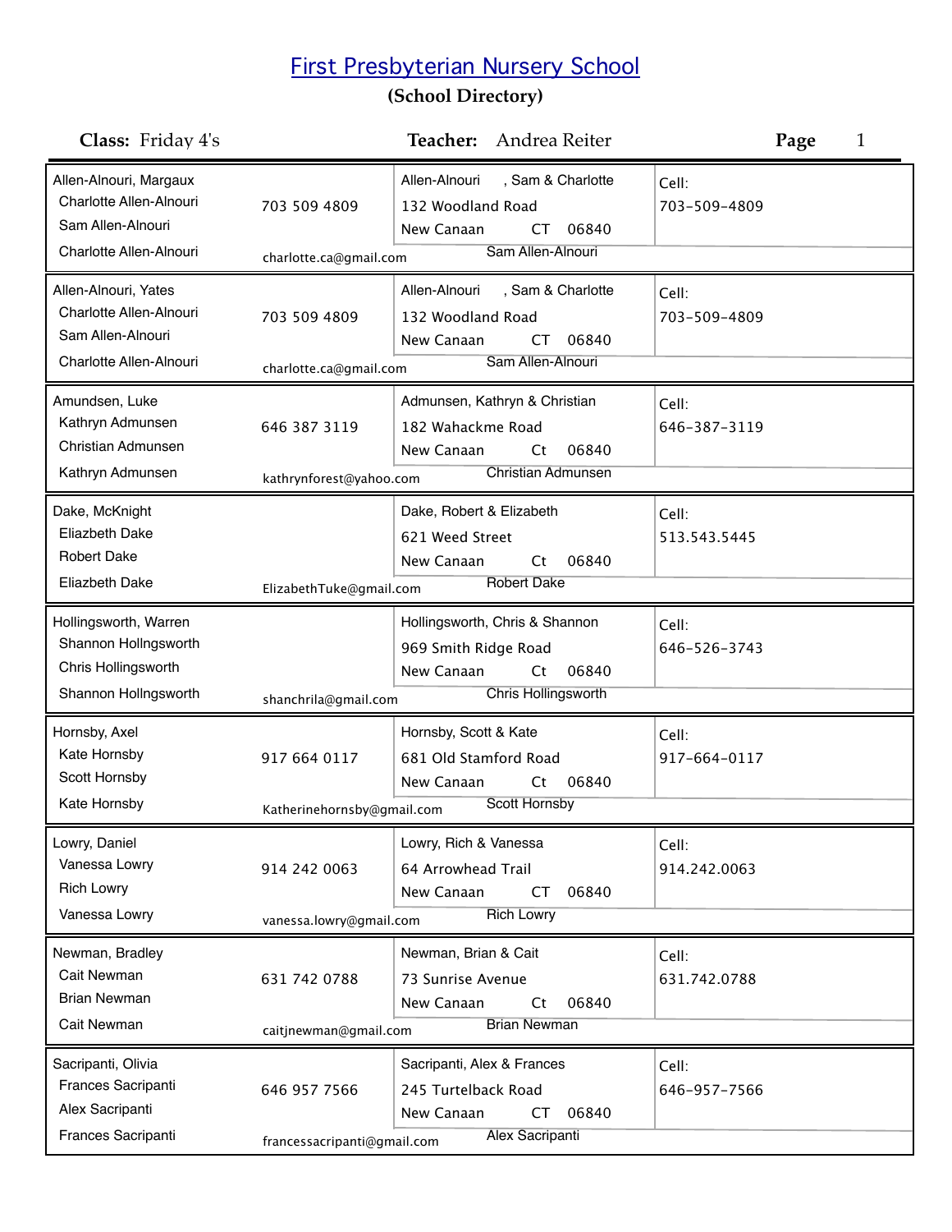# First Presbyterian Nursery School

**(School Directory)**

**Class:** Friday 4's **Teacher:** Andrea Reiter **Page** 1

| Student / Parents | Phone / Email | Address | Cell |
|---|---|---|---|
| Allen-Alnouri, Margaux<br>Charlotte Allen-Alnouri<br>Sam Allen-Alnouri<br>Charlotte Allen-Alnouri | 703 509 4809<br>charlotte.ca@gmail.com | Allen-Alnouri , Sam & Charlotte<br>132 Woodland Road<br>New Canaan CT 06840<br>Sam Allen-Alnouri | Cell:<br>703-509-4809 |
| Allen-Alnouri, Yates<br>Charlotte Allen-Alnouri<br>Sam Allen-Alnouri<br>Charlotte Allen-Alnouri | 703 509 4809<br>charlotte.ca@gmail.com | Allen-Alnouri , Sam & Charlotte<br>132 Woodland Road<br>New Canaan CT 06840<br>Sam Allen-Alnouri | Cell:<br>703-509-4809 |
| Amundsen, Luke<br>Kathryn Admunsen<br>Christian Admunsen<br>Kathryn Admunsen | 646 387 3119<br>kathrynforest@yahoo.com | Admunsen, Kathryn & Christian<br>182 Wahackme Road<br>New Canaan Ct 06840<br>Christian Admunsen | Cell:<br>646-387-3119 |
| Dake, McKnight<br>Eliazbeth Dake<br>Robert Dake<br>Eliazbeth Dake | ElizabethTuke@gmail.com | Dake, Robert & Elizabeth<br>621 Weed Street<br>New Canaan Ct 06840<br>Robert Dake | Cell:<br>513.543.5445 |
| Hollingsworth, Warren<br>Shannon Hollngsworth<br>Chris Hollingsworth<br>Shannon Hollngsworth | shanchrila@gmail.com | Hollingsworth, Chris & Shannon<br>969 Smith Ridge Road<br>New Canaan Ct 06840<br>Chris Hollingsworth | Cell:<br>646-526-3743 |
| Hornsby, Axel<br>Kate Hornsby<br>Scott Hornsby<br>Kate Hornsby | 917 664 0117<br>Katherinehornsby@gmail.com | Hornsby, Scott & Kate<br>681 Old Stamford Road<br>New Canaan Ct 06840<br>Scott Hornsby | Cell:<br>917-664-0117 |
| Lowry, Daniel<br>Vanessa Lowry<br>Rich Lowry<br>Vanessa Lowry | 914 242 0063<br>vanessa.lowry@gmail.com | Lowry, Rich & Vanessa<br>64 Arrowhead Trail<br>New Canaan CT 06840<br>Rich Lowry | Cell:<br>914.242.0063 |
| Newman, Bradley<br>Cait Newman<br>Brian Newman<br>Cait Newman | 631 742 0788<br>caitjnewman@gmail.com | Newman, Brian & Cait<br>73 Sunrise Avenue<br>New Canaan Ct 06840<br>Brian Newman | Cell:<br>631.742.0788 |
| Sacripanti, Olivia<br>Frances Sacripanti<br>Alex Sacripanti<br>Frances Sacripanti | 646 957 7566<br>francessacripanti@gmail.com | Sacripanti, Alex & Frances<br>245 Turtelback Road<br>New Canaan CT 06840<br>Alex Sacripanti | Cell:<br>646-957-7566 |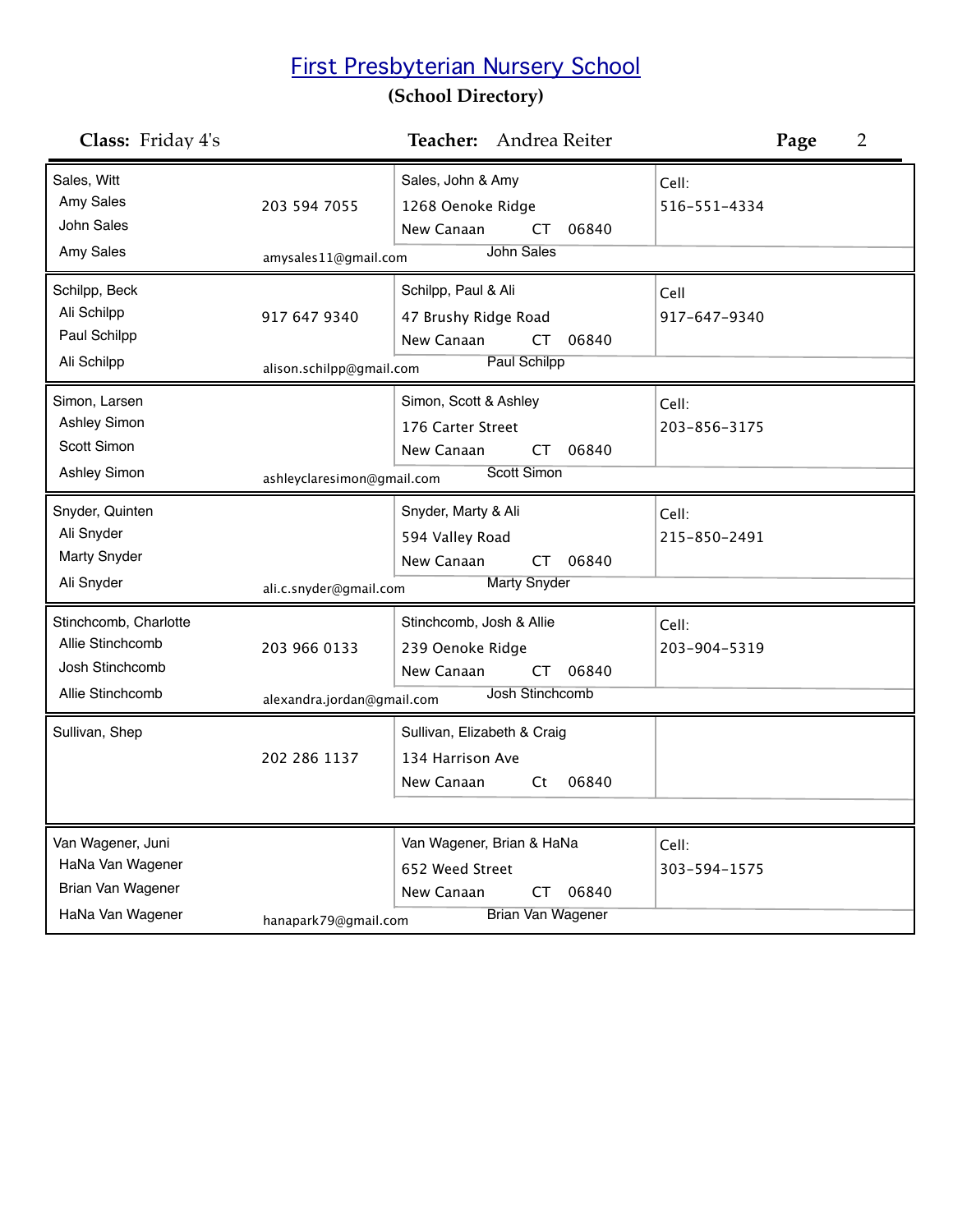# First Presbyterian Nursery School

**(School Directory)**

**Class:** Friday 4's **Teacher:** Andrea Reiter

| | | | |
|---|---|---|---|
| Sales, Witt<br>Amy Sales<br>John Sales<br>Amy Sales | 203 594 7055<br>amysales11@gmail.com | Sales, John & Amy<br>1268 Oenoke Ridge<br>New Canaan CT 06840<br>John Sales | Cell:<br>516-551-4334 |
| Schilpp, Beck<br>Ali Schilpp<br>Paul Schilpp<br>Ali Schilpp | 917 647 9340<br>alison.schilpp@gmail.com | Schilpp, Paul & Ali<br>47 Brushy Ridge Road<br>New Canaan CT 06840<br>Paul Schilpp | Cell<br>917-647-9340 |
| Simon, Larsen<br>Ashley Simon<br>Scott Simon<br>Ashley Simon | ashleyclaresimon@gmail.com | Simon, Scott & Ashley<br>176 Carter Street<br>New Canaan CT 06840<br>Scott Simon | Cell:<br>203-856-3175 |
| Snyder, Quinten<br>Ali Snyder<br>Marty Snyder<br>Ali Snyder | ali.c.snyder@gmail.com | Snyder, Marty & Ali<br>594 Valley Road<br>New Canaan CT 06840<br>Marty Snyder | Cell:<br>215-850-2491 |
| Stinchcomb, Charlotte<br>Allie Stinchcomb<br>Josh Stinchcomb<br>Allie Stinchcomb | 203 966 0133<br>alexandra.jordan@gmail.com | Stinchcomb, Josh & Allie<br>239 Oenoke Ridge<br>New Canaan CT 06840<br>Josh Stinchcomb | Cell:<br>203-904-5319 |
| Sullivan, Shep | 202 286 1137 | Sullivan, Elizabeth & Craig<br>134 Harrison Ave<br>New Canaan Ct 06840 | |
| Van Wagener, Juni<br>HaNa Van Wagener<br>Brian Van Wagener<br>HaNa Van Wagener | hanapark79@gmail.com | Van Wagener, Brian & HaNa<br>652 Weed Street<br>New Canaan CT 06840<br>Brian Van Wagener | Cell:<br>303-594-1575 |